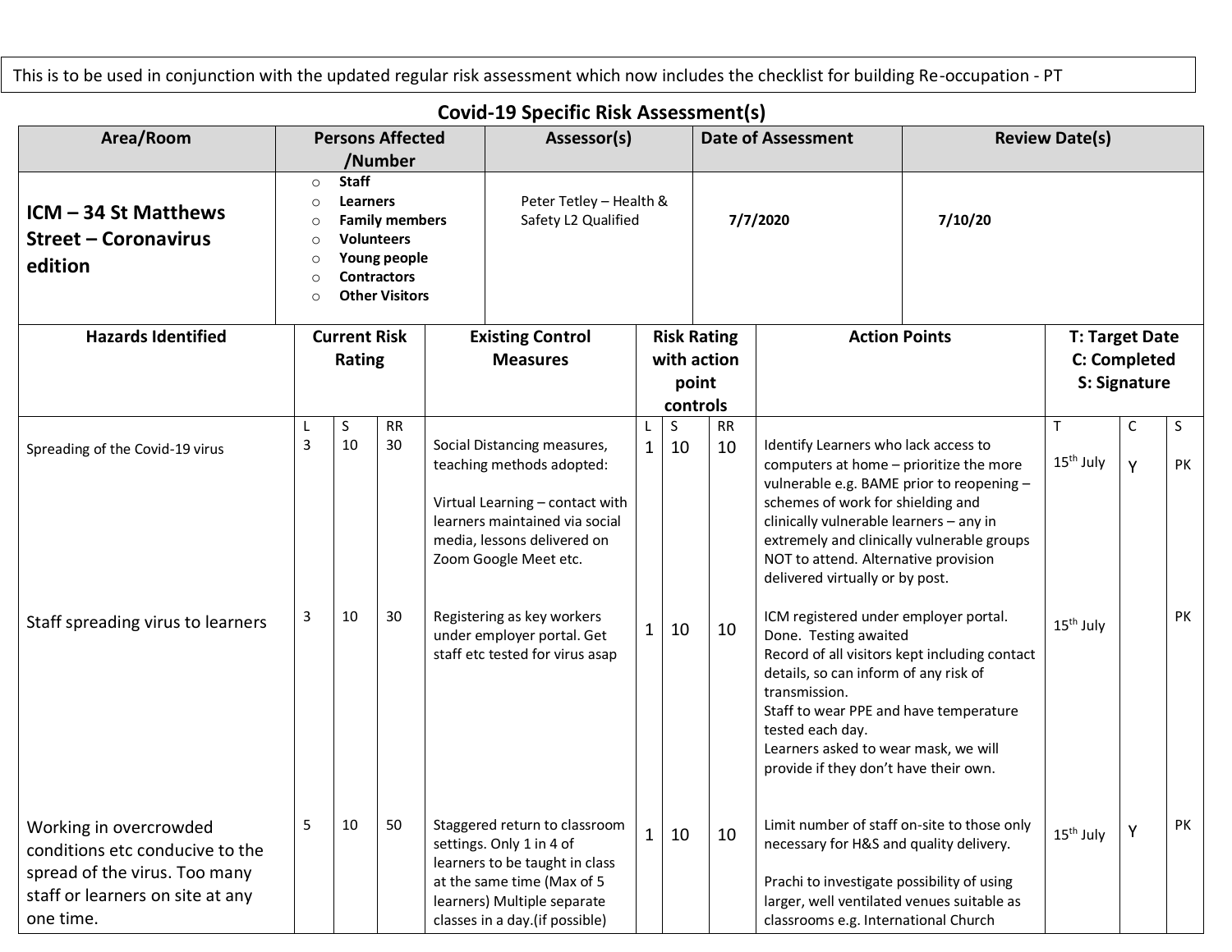This is to be used in conjunction with the updated regular risk assessment which now includes the checklist for building Re-occupation - PT

## Covid-19 Specific Risk Assessment(s)

| Area/Room | Persons Affected /Number | Assessor(s) | Date of Assessment | Review Date(s) |
|---|---|---|---|---|
| **ICM – 34 St Matthews Street – Coronavirus edition** | **Staff**<br>**Learners**<br>**Family members**<br>**Volunteers**<br>**Young people**<br>**Contractors**<br>**Other Visitors** | Peter Tetley – Health & Safety L2 Qualified | **7/7/2020** | **7/10/20** |

| Hazards Identified | Current Risk Rating | | | Existing Control Measures | Risk Rating with action point controls | | | Action Points | T: Target Date C: Completed S: Signature | | |
|---|---|---|---|---|---|---|---|---|---|---|---|
| | L | S | RR | | L | S | RR | | T | C | S |
| Spreading of the Covid-19 virus | 3 | 10 | 30 | Social Distancing measures, teaching methods adopted:<br><br>Virtual Learning – contact with learners maintained via social media, lessons delivered on Zoom Google Meet etc. | 1 | 10 | 10 | Identify Learners who lack access to computers at home – prioritize the more vulnerable e.g. BAME prior to reopening – schemes of work for shielding and clinically vulnerable learners – any in extremely and clinically vulnerable groups NOT to attend. Alternative provision delivered virtually or by post. | 15th July | Y | PK |
| Staff spreading virus to learners | 3 | 10 | 30 | Registering as key workers under employer portal. Get staff etc tested for virus asap | 1 | 10 | 10 | ICM registered under employer portal. Done. Testing awaited<br>Record of all visitors kept including contact details, so can inform of any risk of transmission.<br>Staff to wear PPE and have temperature tested each day.<br>Learners asked to wear mask, we will provide if they don't have their own. | 15th July | | PK |
| Working in overcrowded conditions etc conducive to the spread of the virus. Too many staff or learners on site at any one time. | 5 | 10 | 50 | Staggered return to classroom settings. Only 1 in 4 of learners to be taught in class at the same time (Max of 5 learners) Multiple separate classes in a day.(if possible) | 1 | 10 | 10 | Limit number of staff on-site to those only necessary for H&S and quality delivery.<br><br>Prachi to investigate possibility of using larger, well ventilated venues suitable as classrooms e.g. International Church | 15th July | Y | PK |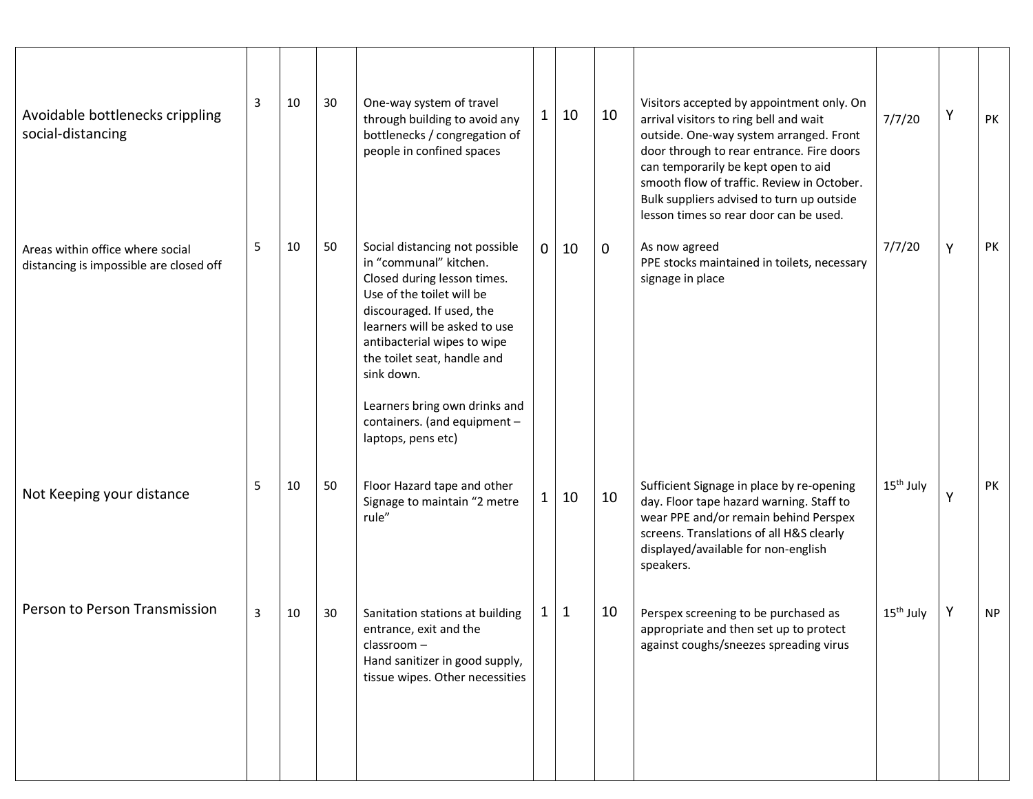| | | | | | | | | | | | |
|---|---|---|---|---|---|---|---|---|---|---|---|
| Avoidable bottlenecks crippling social-distancing | 3 | 10 | 30 | One-way system of travel through building to avoid any bottlenecks / congregation of people in confined spaces | 1 | 10 | 10 | Visitors accepted by appointment only. On arrival visitors to ring bell and wait outside. One-way system arranged. Front door through to rear entrance. Fire doors can temporarily be kept open to aid smooth flow of traffic. Review in October. Bulk suppliers advised to turn up outside lesson times so rear door can be used. | 7/7/20 | Y | PK |
| Areas within office where social distancing is impossible are closed off | 5 | 10 | 50 | Social distancing not possible in "communal" kitchen. Closed during lesson times. Use of the toilet will be discouraged. If used, the learners will be asked to use antibacterial wipes to wipe the toilet seat, handle and sink down.<br><br>Learners bring own drinks and containers. (and equipment – laptops, pens etc) | 0 | 10 | 0 | As now agreed<br>PPE stocks maintained in toilets, necessary signage in place | 7/7/20 | Y | PK |
| Not Keeping your distance | 5 | 10 | 50 | Floor Hazard tape and other Signage to maintain "2 metre rule" | 1 | 10 | 10 | Sufficient Signage in place by re-opening day. Floor tape hazard warning. Staff to wear PPE and/or remain behind Perspex screens. Translations of all H&S clearly displayed/available for non-english speakers. | 15th July | Y | PK |
| Person to Person Transmission | 3 | 10 | 30 | Sanitation stations at building entrance, exit and the classroom –<br>Hand sanitizer in good supply, tissue wipes. Other necessities | 1 | 1 | 10 | Perspex screening to be purchased as appropriate and then set up to protect against coughs/sneezes spreading virus | 15th July | Y | NP |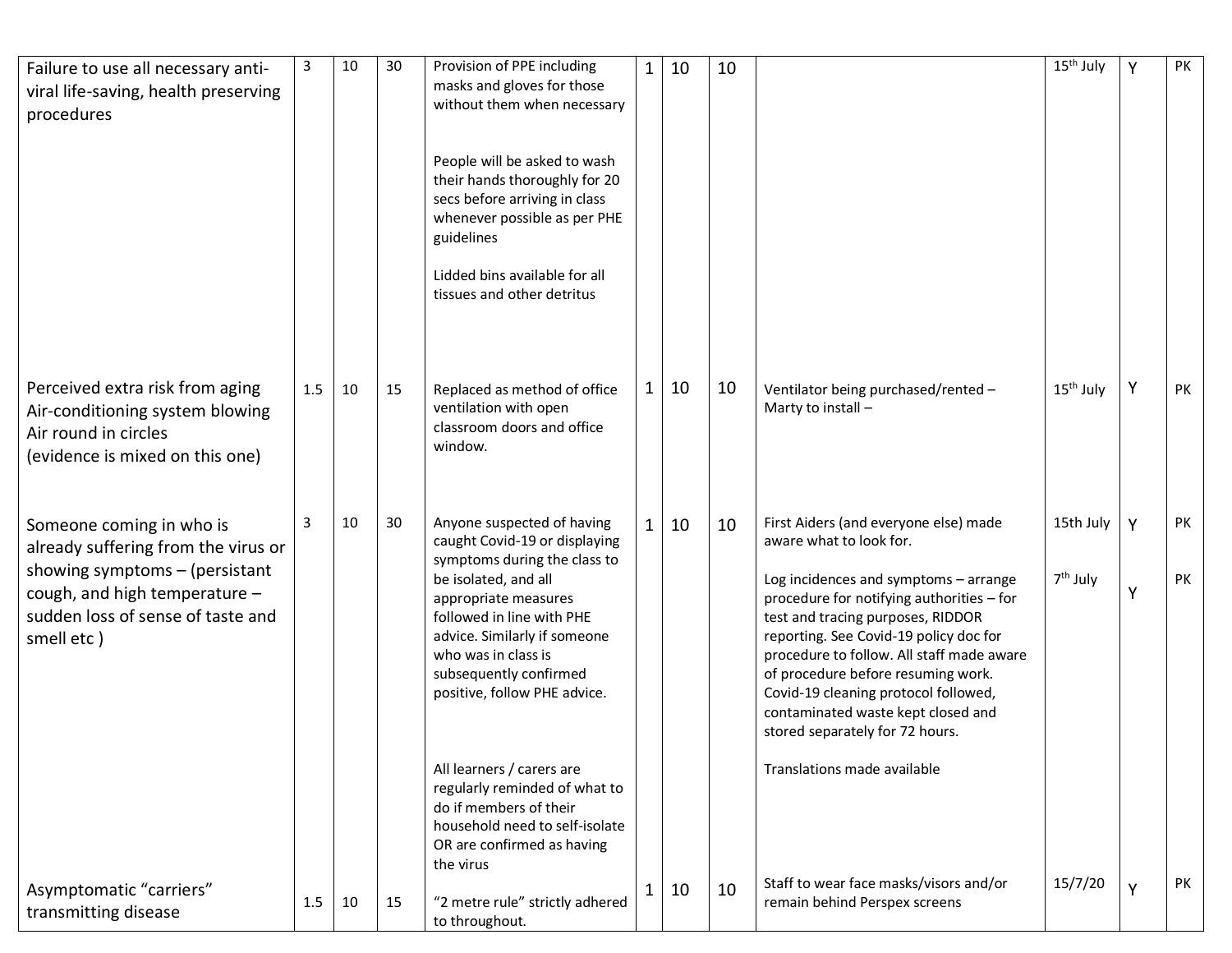| | | | | | | | | | | | |
|---|---|---|---|---|---|---|---|---|---|---|---|
| Failure to use all necessary anti-viral life-saving, health preserving procedures | 3 | 10 | 30 | Provision of PPE including masks and gloves for those without them when necessary<br><br>People will be asked to wash their hands thoroughly for 20 secs before arriving in class whenever possible as per PHE guidelines<br><br>Lidded bins available for all tissues and other detritus | 1 | 10 | 10 | | 15th July | Y | PK |
| Perceived extra risk from aging Air-conditioning system blowing Air round in circles (evidence is mixed on this one) | 1.5 | 10 | 15 | Replaced as method of office ventilation with open classroom doors and office window. | 1 | 10 | 10 | Ventilator being purchased/rented – Marty to install – | 15th July | Y | PK |
| Someone coming in who is already suffering from the virus or showing symptoms – (persistant cough, and high temperature – sudden loss of sense of taste and smell etc ) | 3 | 10 | 30 | Anyone suspected of having caught Covid-19 or displaying symptoms during the class to be isolated, and all appropriate measures followed in line with PHE advice. Similarly if someone who was in class is subsequently confirmed positive, follow PHE advice.<br><br>All learners / carers are regularly reminded of what to do if members of their household need to self-isolate OR are confirmed as having the virus | 1 | 10 | 10 | First Aiders (and everyone else) made aware what to look for.<br><br>Log incidences and symptoms – arrange procedure for notifying authorities – for test and tracing purposes, RIDDOR reporting. See Covid-19 policy doc for procedure to follow. All staff made aware of procedure before resuming work. Covid-19 cleaning protocol followed, contaminated waste kept closed and stored separately for 72 hours.<br><br>Translations made available | 15th July<br><br>7th July | Y<br><br>Y | PK<br><br>PK |
| Asymptomatic "carriers" transmitting disease | 1.5 | 10 | 15 | "2 metre rule" strictly adhered to throughout. | 1 | 10 | 10 | Staff to wear face masks/visors and/or remain behind Perspex screens | 15/7/20 | Y | PK |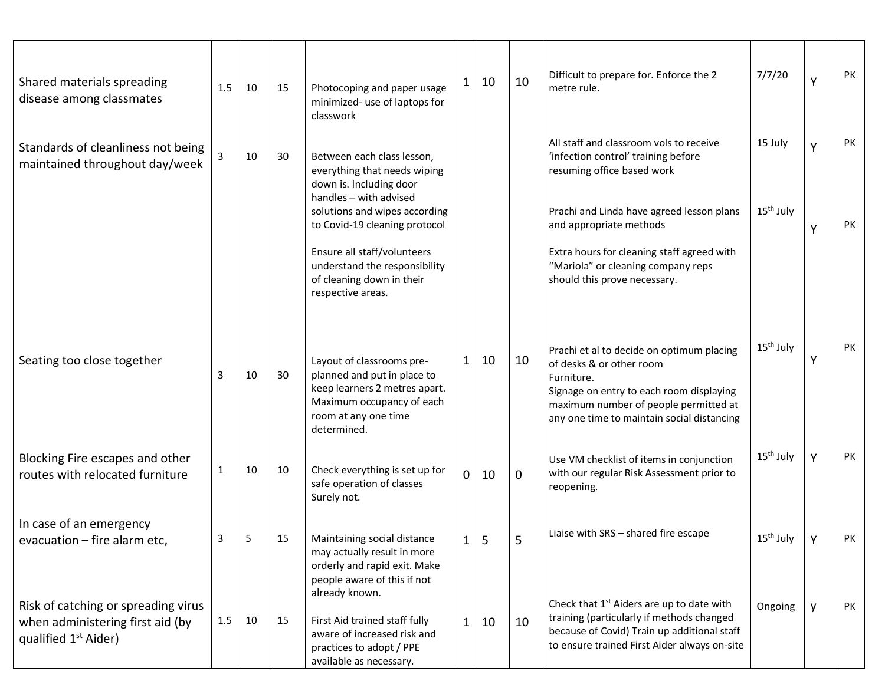| | | | | | | | | | | | |
|---|---|---|---|---|---|---|---|---|---|---|---|
| Shared materials spreading disease among classmates | 1.5 | 10 | 15 | Photocoping and paper usage minimized- use of laptops for classwork | 1 | 10 | 10 | Difficult to prepare for. Enforce the 2 metre rule. | 7/7/20 | Y | PK |
| Standards of cleanliness not being maintained throughout day/week | 3 | 10 | 30 | Between each class lesson, everything that needs wiping down is. Including door handles – with advised solutions and wipes according to Covid-19 cleaning protocol<br><br>Ensure all staff/volunteers understand the responsibility of cleaning down in their respective areas. | | | | All staff and classroom vols to receive 'infection control' training before resuming office based work<br><br>Prachi and Linda have agreed lesson plans and appropriate methods<br><br>Extra hours for cleaning staff agreed with "Mariola" or cleaning company reps should this prove necessary. | 15 July<br><br>15th July | Y<br><br>Y | PK<br><br>PK |
| Seating too close together | 3 | 10 | 30 | Layout of classrooms pre-planned and put in place to keep learners 2 metres apart. Maximum occupancy of each room at any one time determined. | 1 | 10 | 10 | Prachi et al to decide on optimum placing of desks & or other room Furniture.<br>Signage on entry to each room displaying maximum number of people permitted at any one time to maintain social distancing | 15th July | Y | PK |
| Blocking Fire escapes and other routes with relocated furniture | 1 | 10 | 10 | Check everything is set up for safe operation of classes Surely not. | 0 | 10 | 0 | Use VM checklist of items in conjunction with our regular Risk Assessment prior to reopening. | 15th July | Y | PK |
| In case of an emergency evacuation – fire alarm etc, | 3 | 5 | 15 | Maintaining social distance may actually result in more orderly and rapid exit. Make people aware of this if not already known. | 1 | 5 | 5 | Liaise with SRS – shared fire escape | 15th July | Y | PK |
| Risk of catching or spreading virus when administering first aid (by qualified 1st Aider) | 1.5 | 10 | 15 | First Aid trained staff fully aware of increased risk and practices to adopt / PPE available as necessary. | 1 | 10 | 10 | Check that 1st Aiders are up to date with training (particularly if methods changed because of Covid) Train up additional staff to ensure trained First Aider always on-site | Ongoing | y | PK |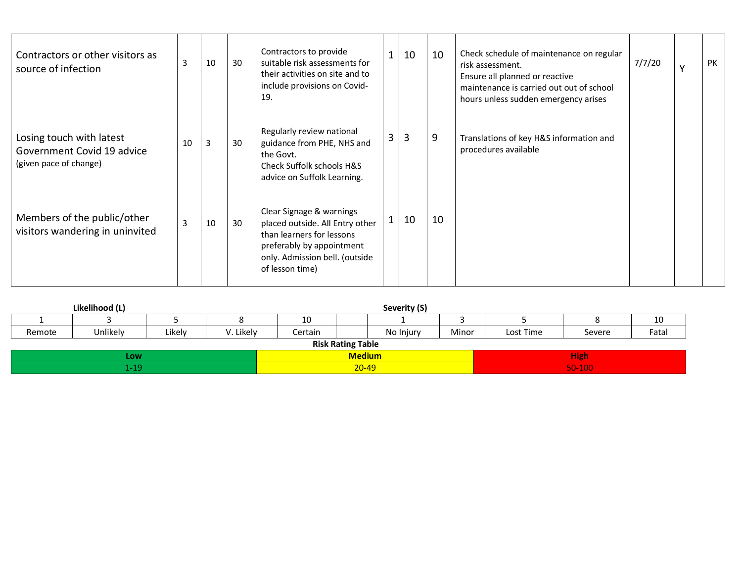| | | | | | | | | | | | |
|---|---|---|---|---|---|---|---|---|---|---|---|
| Contractors or other visitors as source of infection | 3 | 10 | 30 | Contractors to provide suitable risk assessments for their activities on site and to include provisions on Covid-19. | 1 | 10 | 10 | Check schedule of maintenance on regular risk assessment.<br>Ensure all planned or reactive maintenance is carried out out of school hours unless sudden emergency arises | 7/7/20 | Y | PK |
| Losing touch with latest Government Covid 19 advice (given pace of change) | 10 | 3 | 30 | Regularly review national guidance from PHE, NHS and the Govt.<br>Check Suffolk schools H&S advice on Suffolk Learning. | 3 | 3 | 9 | Translations of key H&S information and procedures available | | | |
| Members of the public/other visitors wandering in uninvited | 3 | 10 | 30 | Clear Signage & warnings placed outside. All Entry other than learners for lessons preferably by appointment only. Admission bell. (outside of lesson time) | 1 | 10 | 10 | | | | |

| Likelihood (L) | | | | | | Severity (S) | | | | |
|---|---|---|---|---|---|---|---|---|---|---|
| 1 | 3 | 5 | 8 | 10 | | 1 | 3 | 5 | 8 | 10 |
| Remote | Unlikely | Likely | V. Likely | Certain | | No Injury | Minor | Lost Time | Severe | Fatal |

**Risk Rating Table**

| Low | Medium | High |
|---|---|---|
| 1-19 | 20-49 | 50-100 |